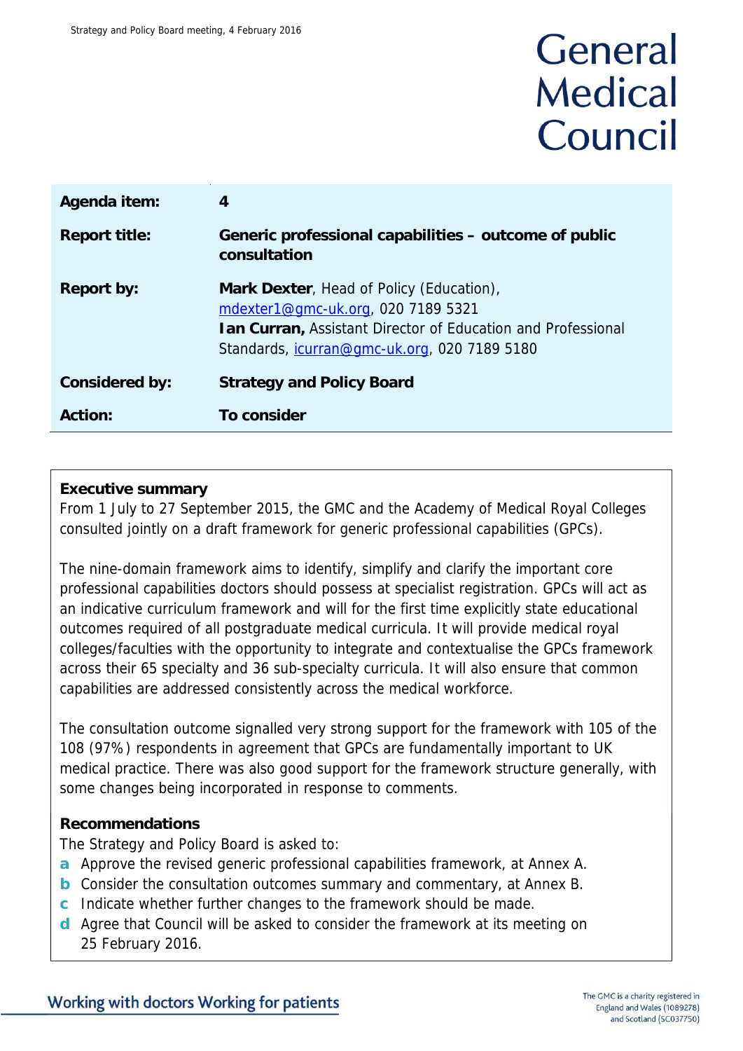# General Medical Council

| | |
|---|---|
| **Agenda item:** | **4** |
| **Report title:** | **Generic professional capabilities – outcome of public consultation** |
| **Report by:** | **Mark Dexter**, Head of Policy (Education), mdexter1@gmc-uk.org, 020 7189 5321<br>**Ian Curran,** Assistant Director of Education and Professional Standards, icurran@gmc-uk.org, 020 7189 5180 |
| **Considered by:** | **Strategy and Policy Board** |
| **Action:** | **To consider** |

## Executive summary

From 1 July to 27 September 2015, the GMC and the Academy of Medical Royal Colleges consulted jointly on a draft framework for generic professional capabilities (GPCs).

The nine-domain framework aims to identify, simplify and clarify the important core professional capabilities doctors should possess at specialist registration. GPCs will act as an indicative curriculum framework and will for the first time explicitly state educational outcomes required of all postgraduate medical curricula. It will provide medical royal colleges/faculties with the opportunity to integrate and contextualise the GPCs framework across their 65 specialty and 36 sub-specialty curricula. It will also ensure that common capabilities are addressed consistently across the medical workforce.

The consultation outcome signalled very strong support for the framework with 105 of the 108 (97%) respondents in agreement that GPCs are fundamentally important to UK medical practice. There was also good support for the framework structure generally, with some changes being incorporated in response to comments.

## Recommendations

The Strategy and Policy Board is asked to:

- **a** Approve the revised generic professional capabilities framework, at Annex A.
- **b** Consider the consultation outcomes summary and commentary, at Annex B.
- **c** Indicate whether further changes to the framework should be made.
- **d** Agree that Council will be asked to consider the framework at its meeting on 25 February 2016.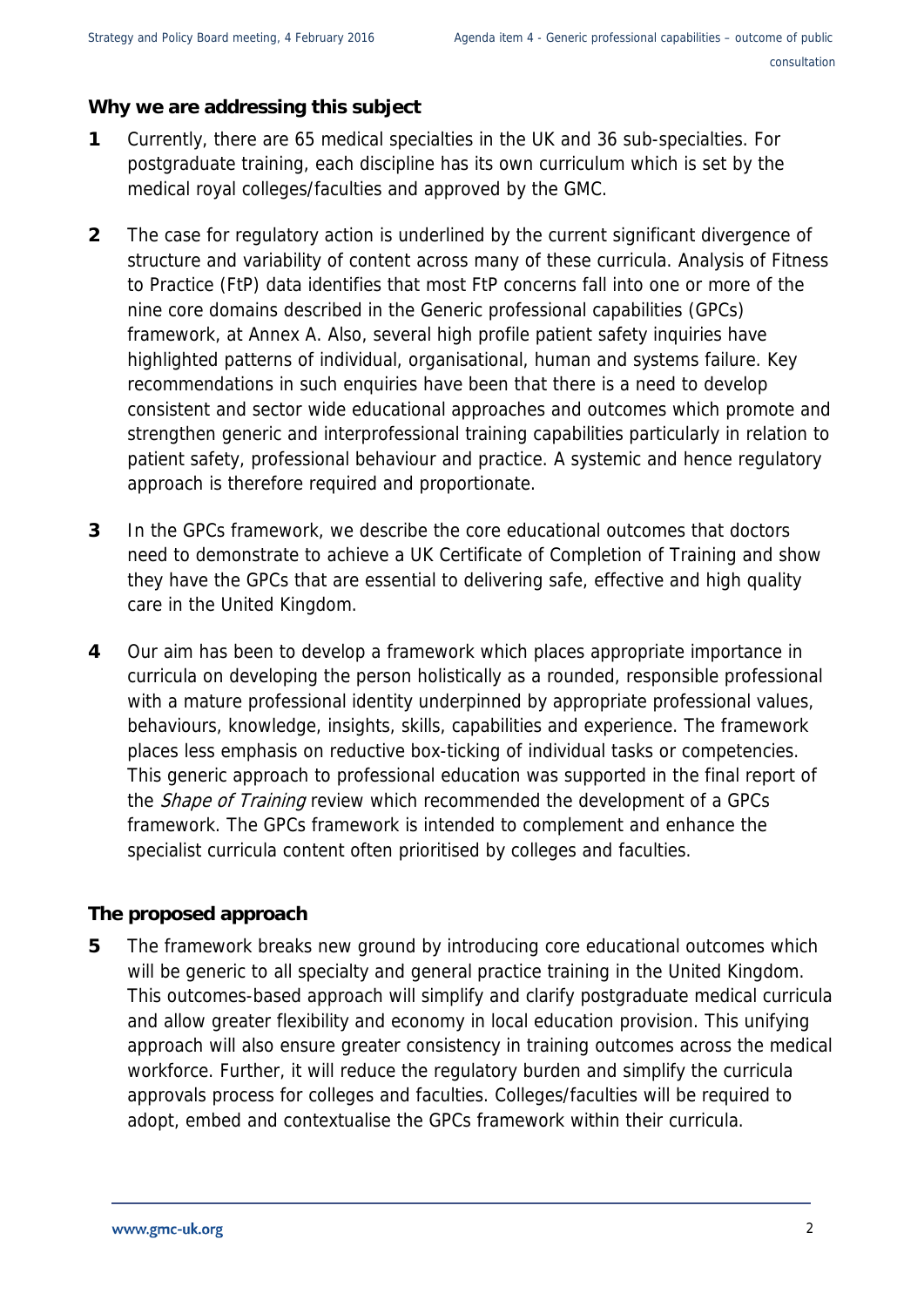## Why we are addressing this subject

**1** Currently, there are 65 medical specialties in the UK and 36 sub-specialties. For postgraduate training, each discipline has its own curriculum which is set by the medical royal colleges/faculties and approved by the GMC.

**2** The case for regulatory action is underlined by the current significant divergence of structure and variability of content across many of these curricula. Analysis of Fitness to Practice (FtP) data identifies that most FtP concerns fall into one or more of the nine core domains described in the Generic professional capabilities (GPCs) framework, at Annex A. Also, several high profile patient safety inquiries have highlighted patterns of individual, organisational, human and systems failure. Key recommendations in such enquiries have been that there is a need to develop consistent and sector wide educational approaches and outcomes which promote and strengthen generic and interprofessional training capabilities particularly in relation to patient safety, professional behaviour and practice. A systemic and hence regulatory approach is therefore required and proportionate.

**3** In the GPCs framework, we describe the core educational outcomes that doctors need to demonstrate to achieve a UK Certificate of Completion of Training and show they have the GPCs that are essential to delivering safe, effective and high quality care in the United Kingdom.

**4** Our aim has been to develop a framework which places appropriate importance in curricula on developing the person holistically as a rounded, responsible professional with a mature professional identity underpinned by appropriate professional values, behaviours, knowledge, insights, skills, capabilities and experience. The framework places less emphasis on reductive box-ticking of individual tasks or competencies. This generic approach to professional education was supported in the final report of the *Shape of Training* review which recommended the development of a GPCs framework. The GPCs framework is intended to complement and enhance the specialist curricula content often prioritised by colleges and faculties.

## The proposed approach

**5** The framework breaks new ground by introducing core educational outcomes which will be generic to all specialty and general practice training in the United Kingdom. This outcomes-based approach will simplify and clarify postgraduate medical curricula and allow greater flexibility and economy in local education provision. This unifying approach will also ensure greater consistency in training outcomes across the medical workforce. Further, it will reduce the regulatory burden and simplify the curricula approvals process for colleges and faculties. Colleges/faculties will be required to adopt, embed and contextualise the GPCs framework within their curricula.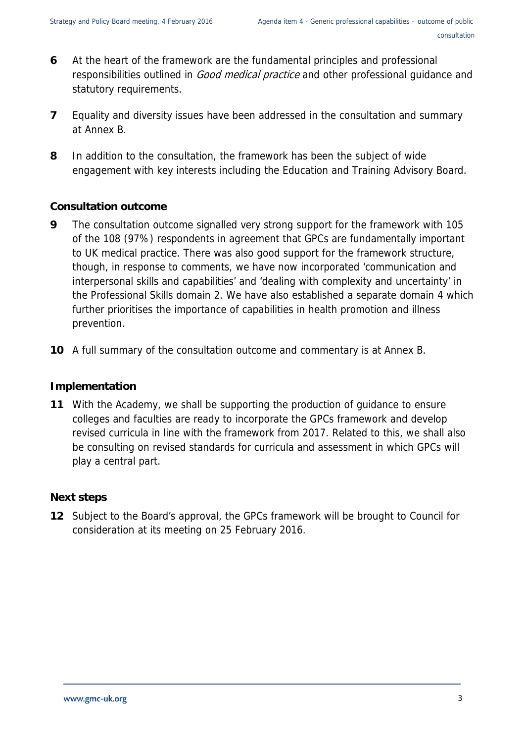**6** At the heart of the framework are the fundamental principles and professional responsibilities outlined in *Good medical practice* and other professional guidance and statutory requirements.

**7** Equality and diversity issues have been addressed in the consultation and summary at Annex B.

**8** In addition to the consultation, the framework has been the subject of wide engagement with key interests including the Education and Training Advisory Board.

## Consultation outcome

**9** The consultation outcome signalled very strong support for the framework with 105 of the 108 (97%) respondents in agreement that GPCs are fundamentally important to UK medical practice. There was also good support for the framework structure, though, in response to comments, we have now incorporated 'communication and interpersonal skills and capabilities' and 'dealing with complexity and uncertainty' in the Professional Skills domain 2. We have also established a separate domain 4 which further prioritises the importance of capabilities in health promotion and illness prevention.

**10** A full summary of the consultation outcome and commentary is at Annex B.

## Implementation

**11** With the Academy, we shall be supporting the production of guidance to ensure colleges and faculties are ready to incorporate the GPCs framework and develop revised curricula in line with the framework from 2017. Related to this, we shall also be consulting on revised standards for curricula and assessment in which GPCs will play a central part.

## Next steps

**12** Subject to the Board's approval, the GPCs framework will be brought to Council for consideration at its meeting on 25 February 2016.